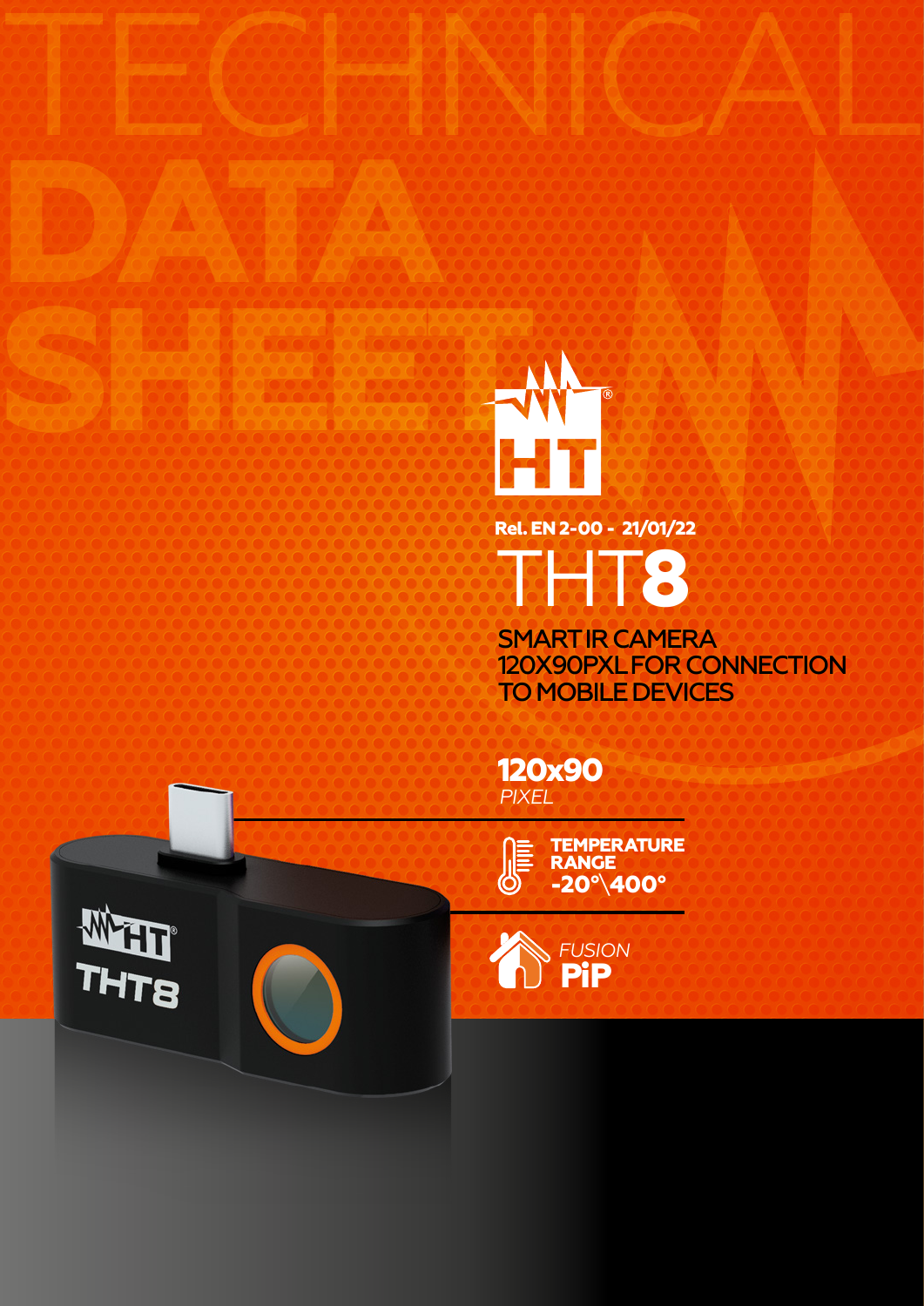# TECHNICAL DATA SHEET

Rel. EN 2-00 - 21/01/22

# THT8

## SMART IR CAMERA 120X90PXL FOR CONNECTION TO MOBILE DEVICES

**120x90**
*PIXEL*

**TEMPERATURE RANGE**
**-20°\400°**

*FUSION*
**PiP**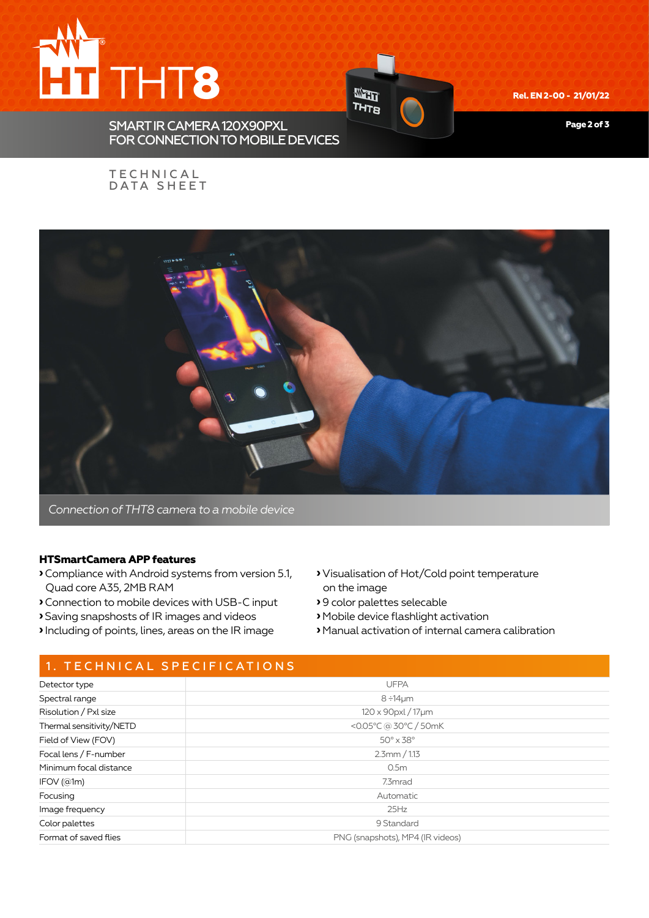# HT THT8

SMART IR CAMERA 120X90PXL
FOR CONNECTION TO MOBILE DEVICES

TECHNICAL DATA SHEET

Rel. EN 2-00 - 21/01/22

*Connection of THT8 camera to a mobile device*

**HTSmartCamera APP features**

- Compliance with Android systems from version 5.1, Quad core A35, 2MB RAM
- Connection to mobile devices with USB-C input
- Saving snapshosts of IR images and videos
- Including of points, lines, areas on the IR image
- Visualisation of Hot/Cold point temperature on the image
- 9 color palettes selecable
- Mobile device flashlight activation
- Manual activation of internal camera calibration

## 1. TECHNICAL SPECIFICATIONS

| | |
|---|---|
| Detector type | UFPA |
| Spectral range | 8 ÷14μm |
| Risolution / Pxl size | 120 x 90pxl / 17μm |
| Thermal sensitivity/NETD | <0.05°C @ 30°C / 50mK |
| Field of View (FOV) | 50° x 38° |
| Focal lens / F-number | 2.3mm / 1.13 |
| Minimum focal distance | 0.5m |
| IFOV (@1m) | 7.3mrad |
| Focusing | Automatic |
| Image frequency | 25Hz |
| Color palettes | 9 Standard |
| Format of saved flies | PNG (snapshots), MP4 (IR videos) |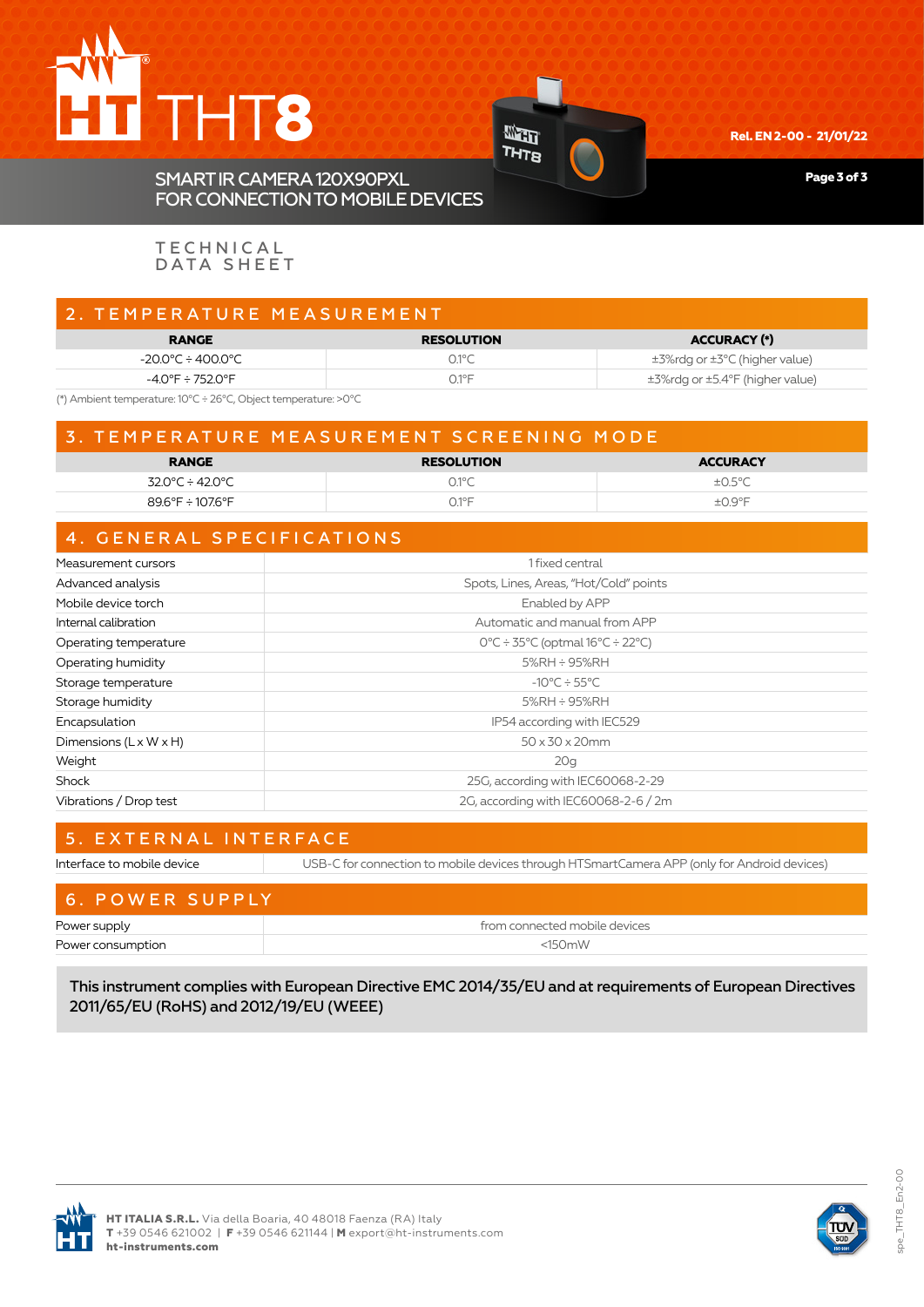# HT THT8

SMART IR CAMERA 120X90PXL
FOR CONNECTION TO MOBILE DEVICES

Rel. EN 2-00 - 21/01/22

TECHNICAL DATA SHEET

## 2. TEMPERATURE MEASUREMENT

| RANGE | RESOLUTION | ACCURACY (*) |
|---|---|---|
| -20.0°C ÷ 400.0°C | 0.1°C | ±3%rdg or ±3°C (higher value) |
| -4.0°F ÷ 752.0°F | 0.1°F | ±3%rdg or ±5.4°F (higher value) |

(*) Ambient temperature: 10°C ÷ 26°C, Object temperature: >0°C

## 3. TEMPERATURE MEASUREMENT SCREENING MODE

| RANGE | RESOLUTION | ACCURACY |
|---|---|---|
| 32.0°C ÷ 42.0°C | 0.1°C | ±0.5°C |
| 89.6°F ÷ 107.6°F | 0.1°F | ±0.9°F |

## 4. GENERAL SPECIFICATIONS

| | |
|---|---|
| Measurement cursors | 1 fixed central |
| Advanced analysis | Spots, Lines, Areas, "Hot/Cold" points |
| Mobile device torch | Enabled by APP |
| Internal calibration | Automatic and manual from APP |
| Operating temperature | 0°C ÷ 35°C (optmal 16°C ÷ 22°C) |
| Operating humidity | 5%RH ÷ 95%RH |
| Storage temperature | -10°C ÷ 55°C |
| Storage humidity | 5%RH ÷ 95%RH |
| Encapsulation | IP54 according with IEC529 |
| Dimensions (L x W x H) | 50 x 30 x 20mm |
| Weight | 20g |
| Shock | 25G, according with IEC60068-2-29 |
| Vibrations / Drop test | 2G, according with IEC60068-2-6 / 2m |

## 5. EXTERNAL INTERFACE

| | |
|---|---|
| Interface to mobile device | USB-C for connection to mobile devices through HTSmartCamera APP (only for Android devices) |

## 6. POWER SUPPLY

| | |
|---|---|
| Power supply | from connected mobile devices |
| Power consumption | <150mW |

**This instrument complies with European Directive EMC 2014/35/EU and at requirements of European Directives 2011/65/EU (RoHS) and 2012/19/EU (WEEE)**

**HT ITALIA S.R.L.** Via della Boaria, 40 48018 Faenza (RA) Italy
**T** +39 0546 621002 | **F** +39 0546 621144 | **M** export@ht-instruments.com
**ht-instruments.com**

spe_THT8_En2-00